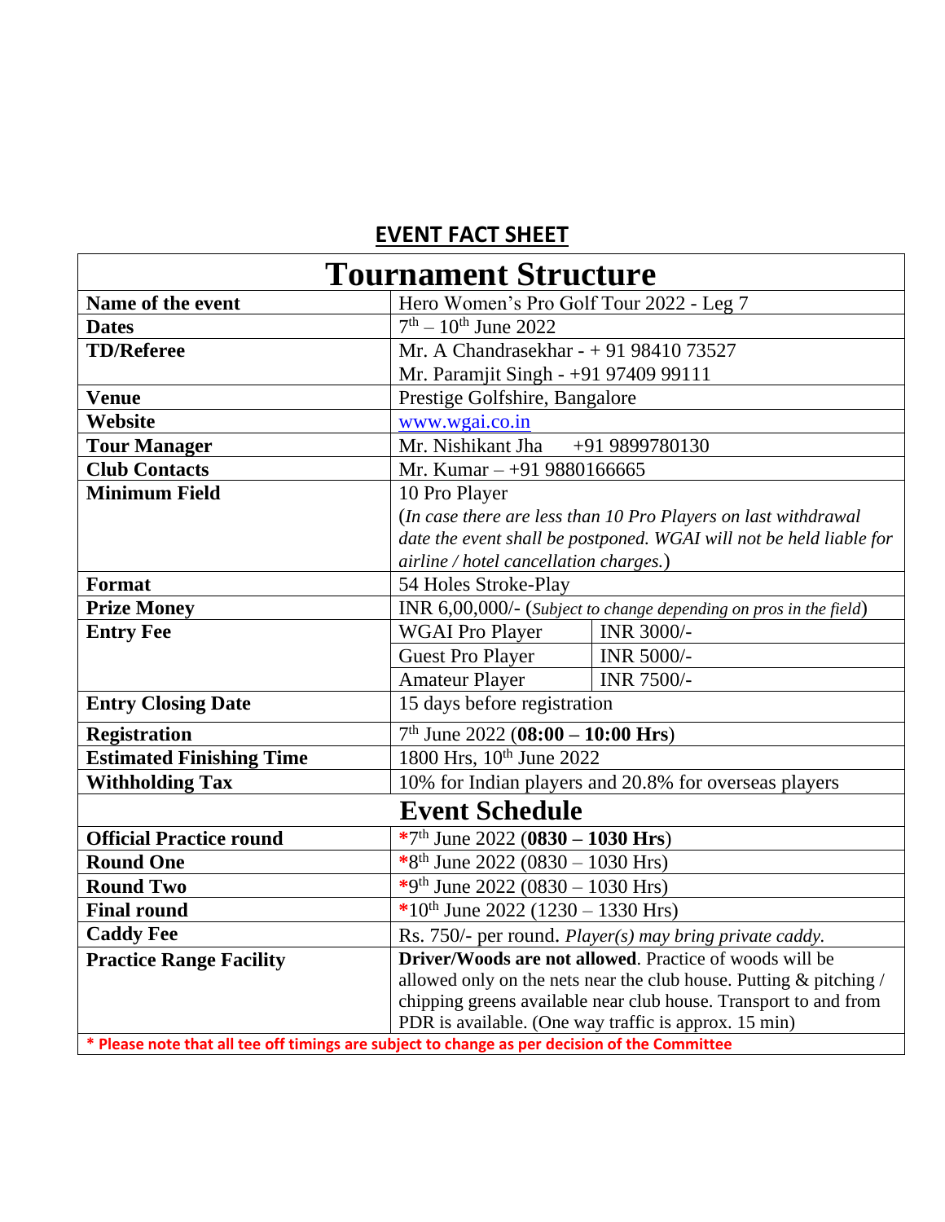# EVENT FACT SHEET

| Tournament Structure | | |
|---|---|---|
| **Name of the event** | Hero Women's Pro Golf Tour 2022 - Leg 7 | |
| **Dates** | 7th – 10th June 2022 | |
| **TD/Referee** | Mr. A Chandrasekhar - + 91 98410 73527<br>Mr. Paramjit Singh - +91 97409 99111 | |
| **Venue** | Prestige Golfshire, Bangalore | |
| **Website** | www.wgai.co.in | |
| **Tour Manager** | Mr. Nishikant Jha +91 9899780130 | |
| **Club Contacts** | Mr. Kumar – +91 9880166665 | |
| **Minimum Field** | 10 Pro Player<br>(*In case there are less than 10 Pro Players on last withdrawal date the event shall be postponed. WGAI will not be held liable for airline / hotel cancellation charges.*) | |
| **Format** | 54 Holes Stroke-Play | |
| **Prize Money** | INR 6,00,000/- (*Subject to change depending on pros in the field*) | |
| **Entry Fee** | WGAI Pro Player | INR 3000/- |
| | Guest Pro Player | INR 5000/- |
| | Amateur Player | INR 7500/- |
| **Entry Closing Date** | 15 days before registration | |
| **Registration** | 7th June 2022 (**08:00 – 10:00 Hrs**) | |
| **Estimated Finishing Time** | 1800 Hrs, 10th June 2022 | |
| **Withholding Tax** | 10% for Indian players and 20.8% for overseas players | |
| **Event Schedule** | | |
| **Official Practice round** | *7th June 2022 (**0830 – 1030 Hrs**) | |
| **Round One** | *8th June 2022 (0830 – 1030 Hrs) | |
| **Round Two** | *9th June 2022 (0830 – 1030 Hrs) | |
| **Final round** | *10th June 2022 (1230 – 1330 Hrs) | |
| **Caddy Fee** | Rs. 750/- per round. *Player(s) may bring private caddy.* | |
| **Practice Range Facility** | **Driver/Woods are not allowed**. Practice of woods will be allowed only on the nets near the club house. Putting & pitching / chipping greens available near club house. Transport to and from PDR is available. (One way traffic is approx. 15 min) | |

**\* Please note that all tee off timings are subject to change as per decision of the Committee**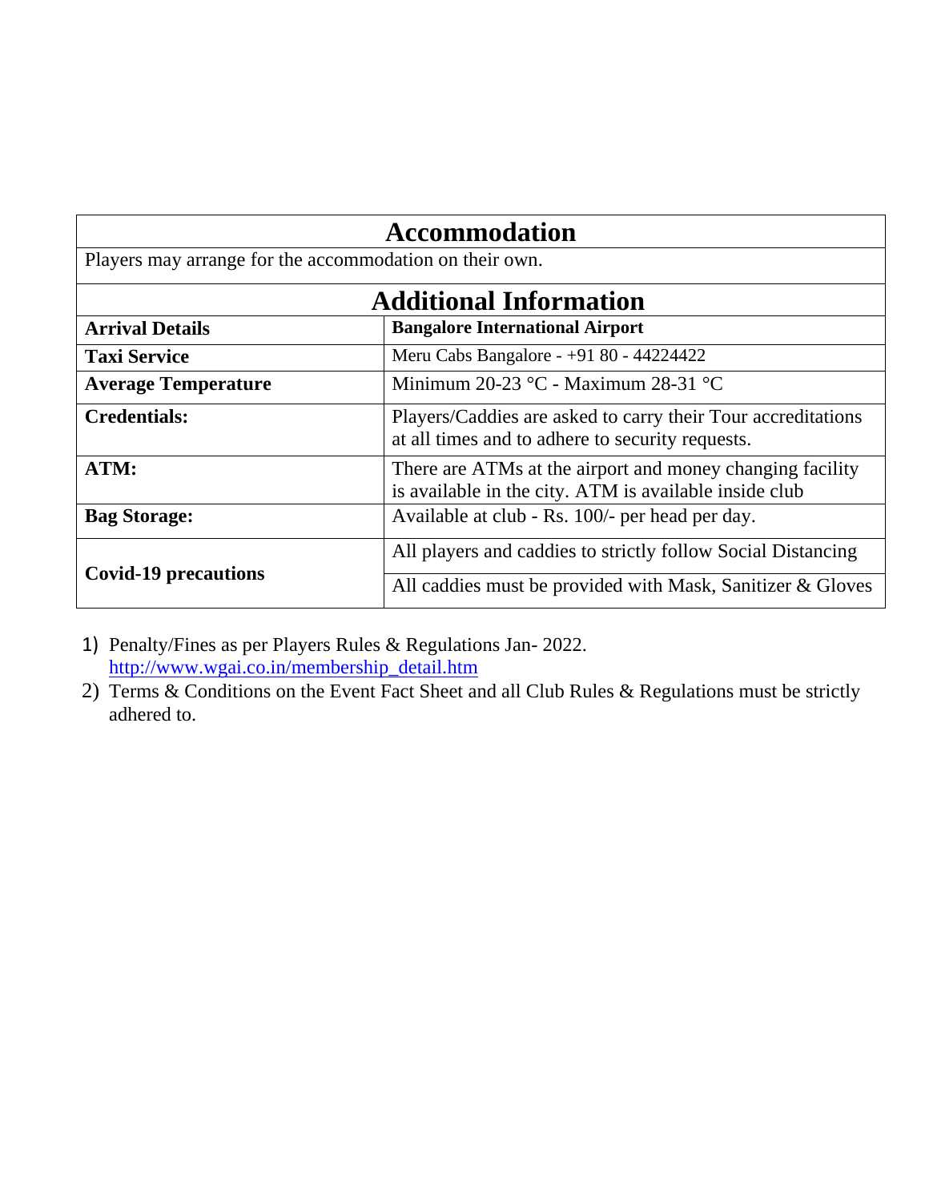## Accommodation

Players may arrange for the accommodation on their own.

## Additional Information

| | |
|---|---|
| **Arrival Details** | **Bangalore International Airport** |
| **Taxi Service** | Meru Cabs Bangalore - +91 80 - 44224422 |
| **Average Temperature** | Minimum 20-23 °C - Maximum 28-31 °C |
| **Credentials:** | Players/Caddies are asked to carry their Tour accreditations at all times and to adhere to security requests. |
| **ATM:** | There are ATMs at the airport and money changing facility is available in the city. ATM is available inside club |
| **Bag Storage:** | Available at club - Rs. 100/- per head per day. |
| **Covid-19 precautions** | All players and caddies to strictly follow Social Distancing |
| | All caddies must be provided with Mask, Sanitizer & Gloves |

1) Penalty/Fines as per Players Rules & Regulations Jan- 2022. http://www.wgai.co.in/membership_detail.htm
2) Terms & Conditions on the Event Fact Sheet and all Club Rules & Regulations must be strictly adhered to.